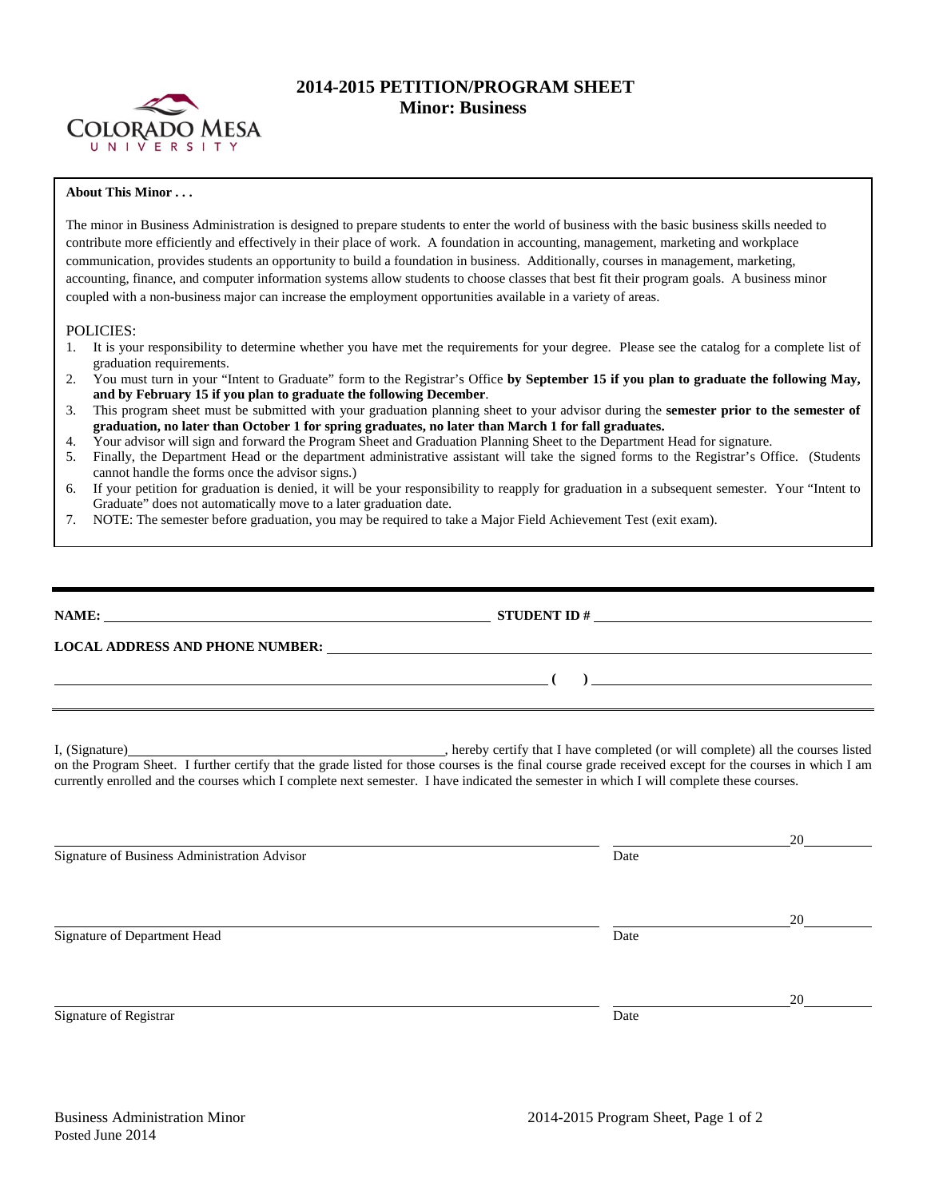# 2014-2015 PETITION/PROGRAM SHEET
## Minor: Business

**About This Minor . . .**

The minor in Business Administration is designed to prepare students to enter the world of business with the basic business skills needed to contribute more efficiently and effectively in their place of work. A foundation in accounting, management, marketing and workplace communication, provides students an opportunity to build a foundation in business. Additionally, courses in management, marketing, accounting, finance, and computer information systems allow students to choose classes that best fit their program goals. A business minor coupled with a non-business major can increase the employment opportunities available in a variety of areas.

POLICIES:

1. It is your responsibility to determine whether you have met the requirements for your degree. Please see the catalog for a complete list of graduation requirements.
2. You must turn in your "Intent to Graduate" form to the Registrar's Office **by September 15 if you plan to graduate the following May, and by February 15 if you plan to graduate the following December**.
3. This program sheet must be submitted with your graduation planning sheet to your advisor during the **semester prior to the semester of graduation, no later than October 1 for spring graduates, no later than March 1 for fall graduates.**
4. Your advisor will sign and forward the Program Sheet and Graduation Planning Sheet to the Department Head for signature.
5. Finally, the Department Head or the department administrative assistant will take the signed forms to the Registrar's Office. (Students cannot handle the forms once the advisor signs.)
6. If your petition for graduation is denied, it will be your responsibility to reapply for graduation in a subsequent semester. Your "Intent to Graduate" does not automatically move to a later graduation date.
7. NOTE: The semester before graduation, you may be required to take a Major Field Achievement Test (exit exam).

---

**NAME:** ______________________________ **STUDENT ID #** ______________________________

**LOCAL ADDRESS AND PHONE NUMBER:** ______________________________

______________________________ **( )** ______________________________

I, (Signature)______________________________, hereby certify that I have completed (or will complete) all the courses listed on the Program Sheet. I further certify that the grade listed for those courses is the final course grade received except for the courses in which I am currently enrolled and the courses which I complete next semester. I have indicated the semester in which I will complete these courses.

______________________________ ______________20______
Signature of Business Administration Advisor Date

______________________________ ______________20______
Signature of Department Head Date

______________________________ ______________20______
Signature of Registrar Date

Business Administration Minor
Posted June 2014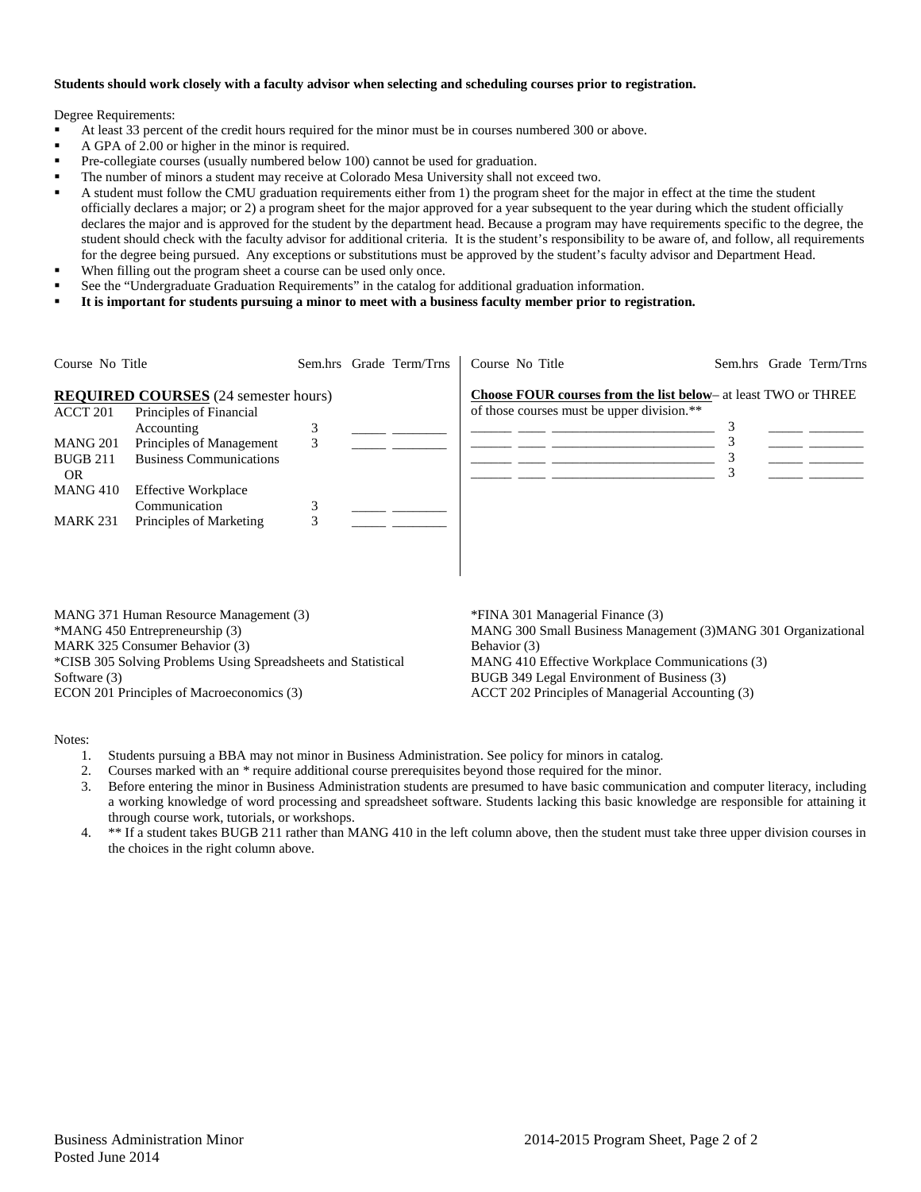**Students should work closely with a faculty advisor when selecting and scheduling courses prior to registration.**

Degree Requirements:

- At least 33 percent of the credit hours required for the minor must be in courses numbered 300 or above.
- A GPA of 2.00 or higher in the minor is required.
- Pre-collegiate courses (usually numbered below 100) cannot be used for graduation.
- The number of minors a student may receive at Colorado Mesa University shall not exceed two.
- A student must follow the CMU graduation requirements either from 1) the program sheet for the major in effect at the time the student officially declares a major; or 2) a program sheet for the major approved for a year subsequent to the year during which the student officially declares the major and is approved for the student by the department head. Because a program may have requirements specific to the degree, the student should check with the faculty advisor for additional criteria. It is the student's responsibility to be aware of, and follow, all requirements for the degree being pursued. Any exceptions or substitutions must be approved by the student's faculty advisor and Department Head.
- When filling out the program sheet a course can be used only once.
- See the "Undergraduate Graduation Requirements" in the catalog for additional graduation information.
- **It is important for students pursuing a minor to meet with a business faculty member prior to registration.**

| Course No | Title | Sem.hrs | Grade | Term/Trns |
|---|---|---|---|---|
| **REQUIRED COURSES** (24 semester hours) | | | | |
| ACCT 201 | Principles of Financial Accounting | 3 | _____ | ________ |
| MANG 201 | Principles of Management | 3 | _____ | ________ |
| BUGB 211 OR MANG 410 | Business Communications OR Effective Workplace Communication | 3 | _____ | ________ |
| MARK 231 | Principles of Marketing | 3 | _____ | ________ |

| Course No | Title | Sem.hrs | Grade | Term/Trns |
|---|---|---|---|---|
| **Choose FOUR courses from the list below**– at least TWO or THREE of those courses must be upper division.** | | | | |
| ______ ____ | ______________________ | 3 | _____ | ________ |
| ______ ____ | ______________________ | 3 | _____ | ________ |
| ______ ____ | ______________________ | 3 | _____ | ________ |
| ______ ____ | ______________________ | 3 | _____ | ________ |

MANG 371 Human Resource Management (3)
*MANG 450 Entrepreneurship (3)
MARK 325 Consumer Behavior (3)
*CISB 305 Solving Problems Using Spreadsheets and Statistical Software (3)
ECON 201 Principles of Macroeconomics (3)
*FINA 301 Managerial Finance (3)
MANG 300 Small Business Management (3)MANG 301 Organizational Behavior (3)
MANG 410 Effective Workplace Communications (3)
BUGB 349 Legal Environment of Business (3)
ACCT 202 Principles of Managerial Accounting (3)

Notes:

1. Students pursuing a BBA may not minor in Business Administration. See policy for minors in catalog.
2. Courses marked with an * require additional course prerequisites beyond those required for the minor.
3. Before entering the minor in Business Administration students are presumed to have basic communication and computer literacy, including a working knowledge of word processing and spreadsheet software. Students lacking this basic knowledge are responsible for attaining it through course work, tutorials, or workshops.
4. ** If a student takes BUGB 211 rather than MANG 410 in the left column above, then the student must take three upper division courses in the choices in the right column above.

Business Administration Minor
Posted June 2014